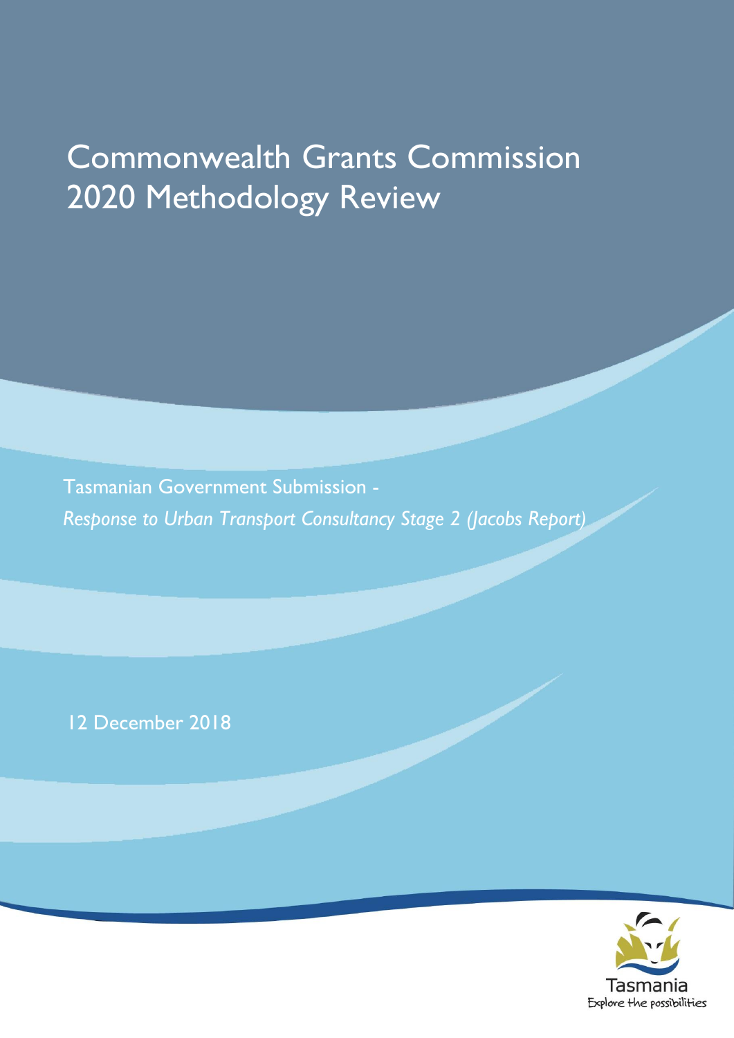# Commonwealth Grants Commission 2020 Methodology Review

Tasmanian Government Submission -

*Response to Urban Transport Consultancy Stage 2 (Jacobs Report)*

12 December 2018

Tasmania

Explore the possibilities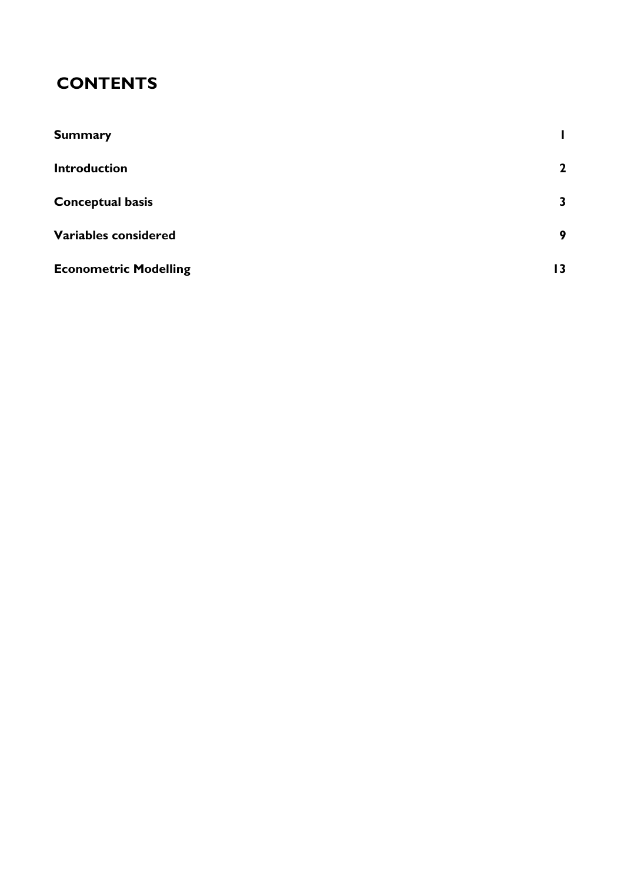# CONTENTS

| | |
|---|---|
| **Summary** | **1** |
| **Introduction** | **2** |
| **Conceptual basis** | **3** |
| **Variables considered** | **9** |
| **Econometric Modelling** | **13** |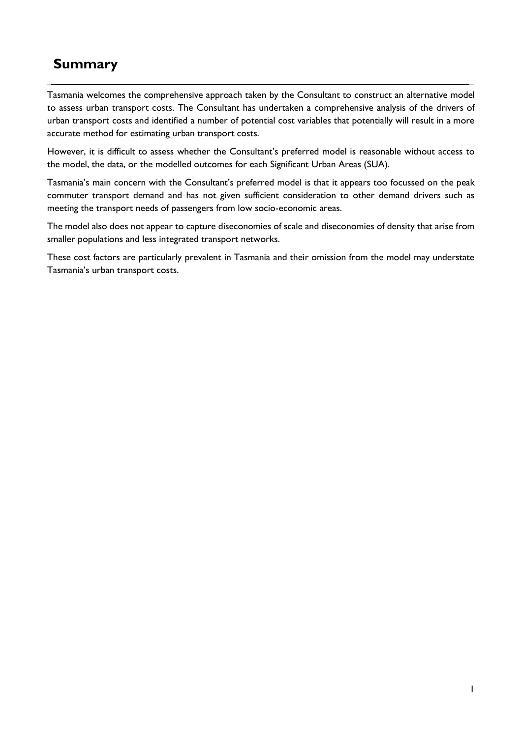# Summary

Tasmania welcomes the comprehensive approach taken by the Consultant to construct an alternative model to assess urban transport costs. The Consultant has undertaken a comprehensive analysis of the drivers of urban transport costs and identified a number of potential cost variables that potentially will result in a more accurate method for estimating urban transport costs.

However, it is difficult to assess whether the Consultant's preferred model is reasonable without access to the model, the data, or the modelled outcomes for each Significant Urban Areas (SUA).

Tasmania's main concern with the Consultant's preferred model is that it appears too focussed on the peak commuter transport demand and has not given sufficient consideration to other demand drivers such as meeting the transport needs of passengers from low socio-economic areas.

The model also does not appear to capture diseconomies of scale and diseconomies of density that arise from smaller populations and less integrated transport networks.

These cost factors are particularly prevalent in Tasmania and their omission from the model may understate Tasmania's urban transport costs.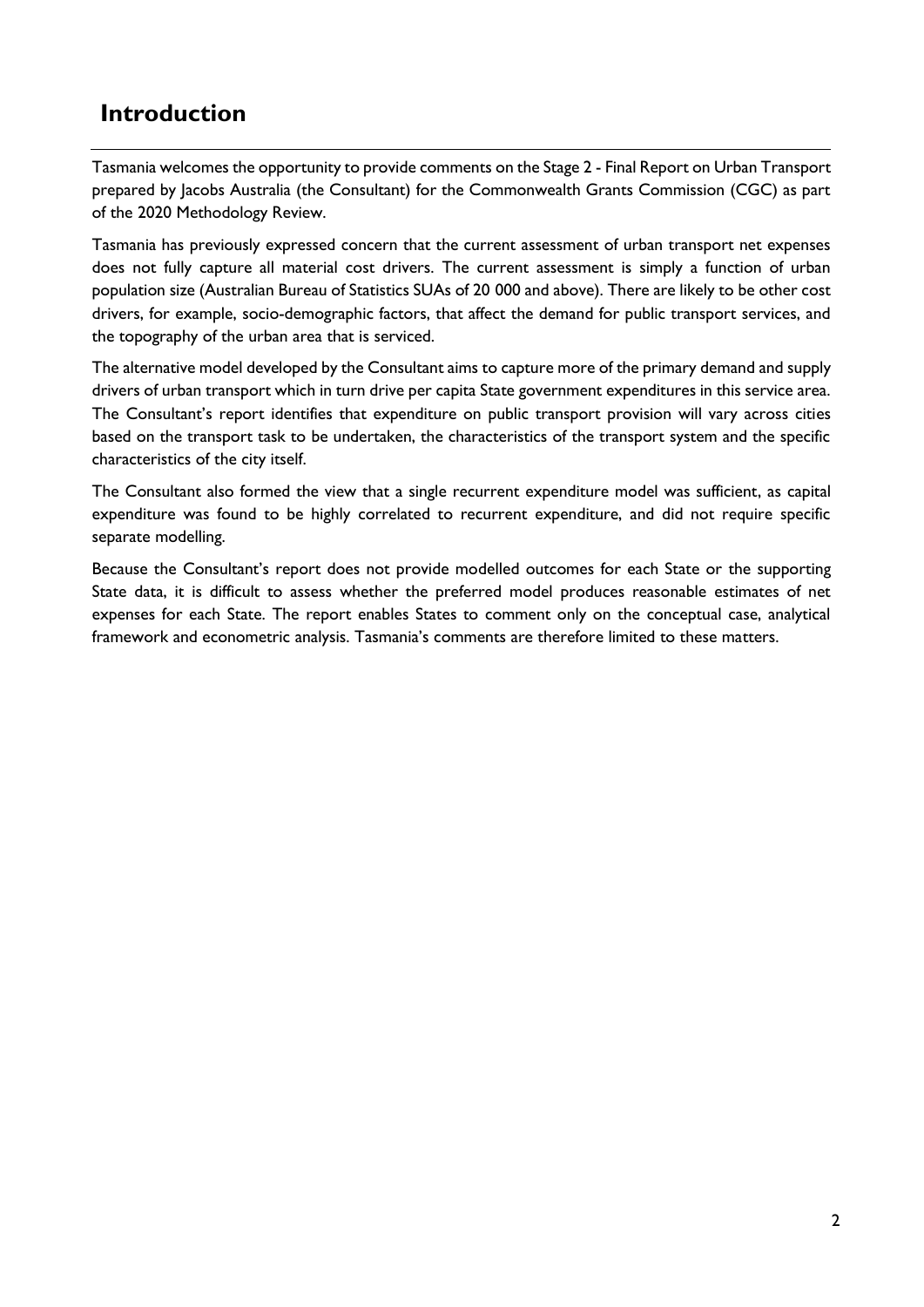## Introduction

Tasmania welcomes the opportunity to provide comments on the Stage 2 - Final Report on Urban Transport prepared by Jacobs Australia (the Consultant) for the Commonwealth Grants Commission (CGC) as part of the 2020 Methodology Review.

Tasmania has previously expressed concern that the current assessment of urban transport net expenses does not fully capture all material cost drivers. The current assessment is simply a function of urban population size (Australian Bureau of Statistics SUAs of 20 000 and above). There are likely to be other cost drivers, for example, socio-demographic factors, that affect the demand for public transport services, and the topography of the urban area that is serviced.

The alternative model developed by the Consultant aims to capture more of the primary demand and supply drivers of urban transport which in turn drive per capita State government expenditures in this service area. The Consultant's report identifies that expenditure on public transport provision will vary across cities based on the transport task to be undertaken, the characteristics of the transport system and the specific characteristics of the city itself.

The Consultant also formed the view that a single recurrent expenditure model was sufficient, as capital expenditure was found to be highly correlated to recurrent expenditure, and did not require specific separate modelling.

Because the Consultant's report does not provide modelled outcomes for each State or the supporting State data, it is difficult to assess whether the preferred model produces reasonable estimates of net expenses for each State. The report enables States to comment only on the conceptual case, analytical framework and econometric analysis. Tasmania's comments are therefore limited to these matters.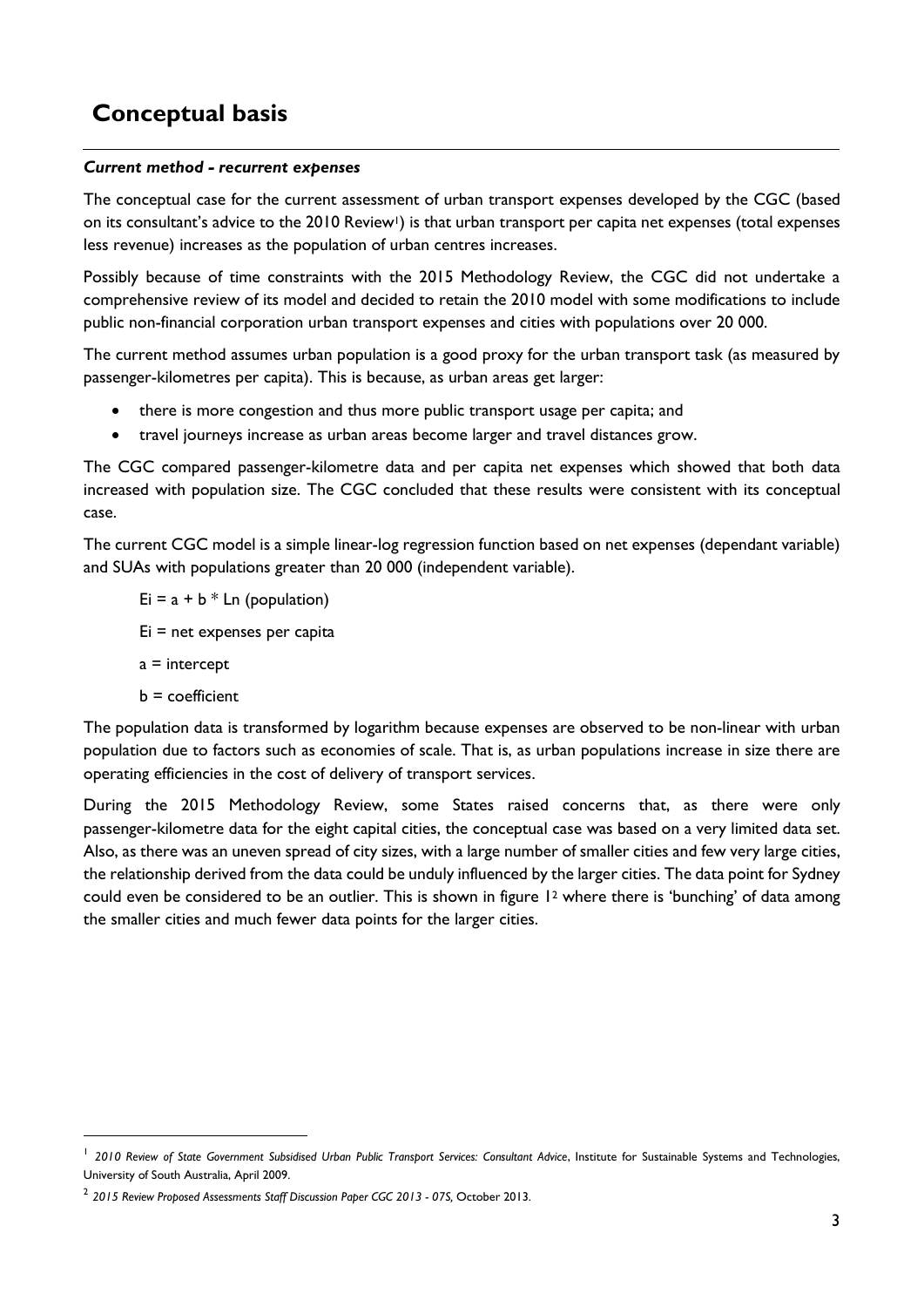# Conceptual basis

### *Current method - recurrent expenses*

The conceptual case for the current assessment of urban transport expenses developed by the CGC (based on its consultant's advice to the 2010 Review[1]) is that urban transport per capita net expenses (total expenses less revenue) increases as the population of urban centres increases.

Possibly because of time constraints with the 2015 Methodology Review, the CGC did not undertake a comprehensive review of its model and decided to retain the 2010 model with some modifications to include public non-financial corporation urban transport expenses and cities with populations over 20 000.

The current method assumes urban population is a good proxy for the urban transport task (as measured by passenger-kilometres per capita). This is because, as urban areas get larger:

- there is more congestion and thus more public transport usage per capita; and
- travel journeys increase as urban areas become larger and travel distances grow.

The CGC compared passenger-kilometre data and per capita net expenses which showed that both data increased with population size. The CGC concluded that these results were consistent with its conceptual case.

The current CGC model is a simple linear-log regression function based on net expenses (dependant variable) and SUAs with populations greater than 20 000 (independent variable).

$$E_i = a + b * \text{Ln (population)}$$

$E_i$ = net expenses per capita

$a$ = intercept

$b$ = coefficient

The population data is transformed by logarithm because expenses are observed to be non-linear with urban population due to factors such as economies of scale. That is, as urban populations increase in size there are operating efficiencies in the cost of delivery of transport services.

During the 2015 Methodology Review, some States raised concerns that, as there were only passenger-kilometre data for the eight capital cities, the conceptual case was based on a very limited data set. Also, as there was an uneven spread of city sizes, with a large number of smaller cities and few very large cities, the relationship derived from the data could be unduly influenced by the larger cities. The data point for Sydney could even be considered to be an outlier. This is shown in figure 1[2] where there is 'bunching' of data among the smaller cities and much fewer data points for the larger cities.

---

[1] *2010 Review of State Government Subsidised Urban Public Transport Services: Consultant Advice*, Institute for Sustainable Systems and Technologies, University of South Australia, April 2009.

[2] *2015 Review Proposed Assessments Staff Discussion Paper CGC 2013 - 07S*, October 2013.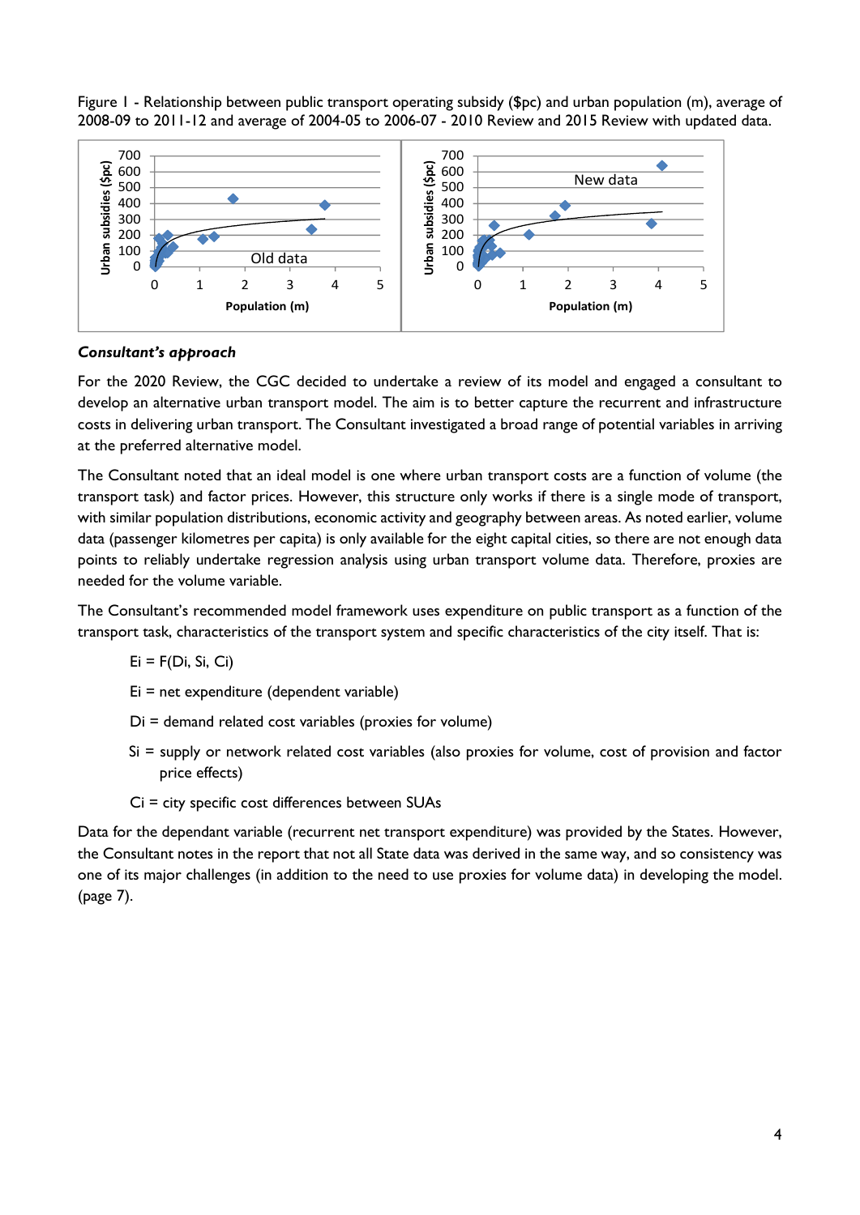Figure 1 - Relationship between public transport operating subsidy ($pc) and urban population (m), average of 2008-09 to 2011-12 and average of 2004-05 to 2006-07 - 2010 Review and 2015 Review with updated data.

### *Consultant's approach*

For the 2020 Review, the CGC decided to undertake a review of its model and engaged a consultant to develop an alternative urban transport model. The aim is to better capture the recurrent and infrastructure costs in delivering urban transport. The Consultant investigated a broad range of potential variables in arriving at the preferred alternative model.

The Consultant noted that an ideal model is one where urban transport costs are a function of volume (the transport task) and factor prices. However, this structure only works if there is a single mode of transport, with similar population distributions, economic activity and geography between areas. As noted earlier, volume data (passenger kilometres per capita) is only available for the eight capital cities, so there are not enough data points to reliably undertake regression analysis using urban transport volume data. Therefore, proxies are needed for the volume variable.

The Consultant's recommended model framework uses expenditure on public transport as a function of the transport task, characteristics of the transport system and specific characteristics of the city itself. That is:

$E_i = F(D_i, S_i, C_i)$

$E_i$ = net expenditure (dependent variable)

$D_i$ = demand related cost variables (proxies for volume)

$S_i$ = supply or network related cost variables (also proxies for volume, cost of provision and factor price effects)

$C_i$ = city specific cost differences between SUAs

Data for the dependant variable (recurrent net transport expenditure) was provided by the States. However, the Consultant notes in the report that not all State data was derived in the same way, and so consistency was one of its major challenges (in addition to the need to use proxies for volume data) in developing the model. (page 7).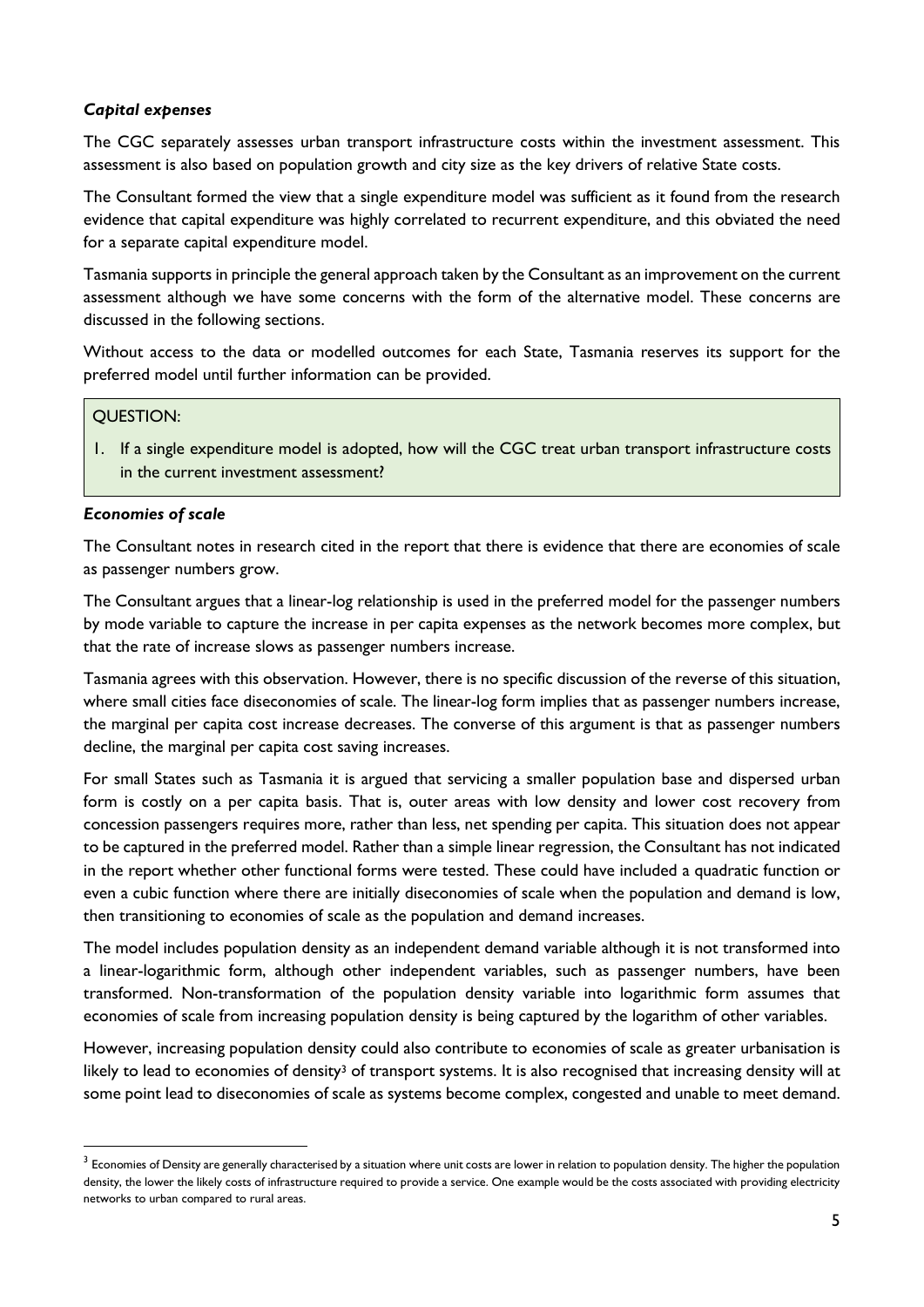### *Capital expenses*

The CGC separately assesses urban transport infrastructure costs within the investment assessment. This assessment is also based on population growth and city size as the key drivers of relative State costs.

The Consultant formed the view that a single expenditure model was sufficient as it found from the research evidence that capital expenditure was highly correlated to recurrent expenditure, and this obviated the need for a separate capital expenditure model.

Tasmania supports in principle the general approach taken by the Consultant as an improvement on the current assessment although we have some concerns with the form of the alternative model. These concerns are discussed in the following sections.

Without access to the data or modelled outcomes for each State, Tasmania reserves its support for the preferred model until further information can be provided.

> QUESTION:
>
> 1. If a single expenditure model is adopted, how will the CGC treat urban transport infrastructure costs in the current investment assessment?

### *Economies of scale*

The Consultant notes in research cited in the report that there is evidence that there are economies of scale as passenger numbers grow.

The Consultant argues that a linear-log relationship is used in the preferred model for the passenger numbers by mode variable to capture the increase in per capita expenses as the network becomes more complex, but that the rate of increase slows as passenger numbers increase.

Tasmania agrees with this observation. However, there is no specific discussion of the reverse of this situation, where small cities face diseconomies of scale. The linear-log form implies that as passenger numbers increase, the marginal per capita cost increase decreases. The converse of this argument is that as passenger numbers decline, the marginal per capita cost saving increases.

For small States such as Tasmania it is argued that servicing a smaller population base and dispersed urban form is costly on a per capita basis. That is, outer areas with low density and lower cost recovery from concession passengers requires more, rather than less, net spending per capita. This situation does not appear to be captured in the preferred model. Rather than a simple linear regression, the Consultant has not indicated in the report whether other functional forms were tested. These could have included a quadratic function or even a cubic function where there are initially diseconomies of scale when the population and demand is low, then transitioning to economies of scale as the population and demand increases.

The model includes population density as an independent demand variable although it is not transformed into a linear-logarithmic form, although other independent variables, such as passenger numbers, have been transformed. Non-transformation of the population density variable into logarithmic form assumes that economies of scale from increasing population density is being captured by the logarithm of other variables.

However, increasing population density could also contribute to economies of scale as greater urbanisation is likely to lead to economies of density[3] of transport systems. It is also recognised that increasing density will at some point lead to diseconomies of scale as systems become complex, congested and unable to meet demand.

---

[3] Economies of Density are generally characterised by a situation where unit costs are lower in relation to population density. The higher the population density, the lower the likely costs of infrastructure required to provide a service. One example would be the costs associated with providing electricity networks to urban compared to rural areas.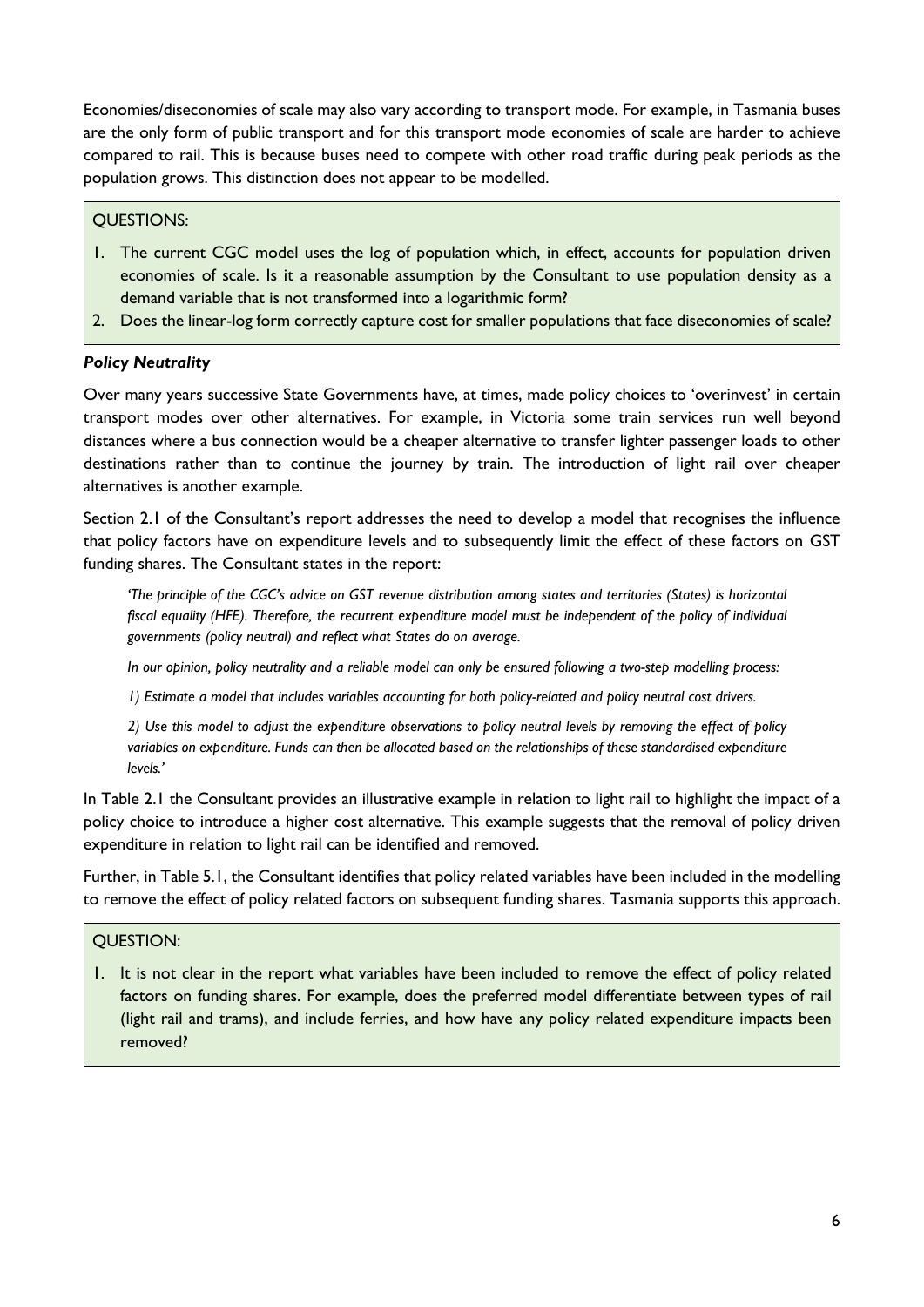Economies/diseconomies of scale may also vary according to transport mode. For example, in Tasmania buses are the only form of public transport and for this transport mode economies of scale are harder to achieve compared to rail. This is because buses need to compete with other road traffic during peak periods as the population grows. This distinction does not appear to be modelled.

QUESTIONS:

1. The current CGC model uses the log of population which, in effect, accounts for population driven economies of scale. Is it a reasonable assumption by the Consultant to use population density as a demand variable that is not transformed into a logarithmic form?
2. Does the linear-log form correctly capture cost for smaller populations that face diseconomies of scale?

### *Policy Neutrality*

Over many years successive State Governments have, at times, made policy choices to 'overinvest' in certain transport modes over other alternatives. For example, in Victoria some train services run well beyond distances where a bus connection would be a cheaper alternative to transfer lighter passenger loads to other destinations rather than to continue the journey by train. The introduction of light rail over cheaper alternatives is another example.

Section 2.1 of the Consultant's report addresses the need to develop a model that recognises the influence that policy factors have on expenditure levels and to subsequently limit the effect of these factors on GST funding shares. The Consultant states in the report:

> *'The principle of the CGC's advice on GST revenue distribution among states and territories (States) is horizontal fiscal equality (HFE). Therefore, the recurrent expenditure model must be independent of the policy of individual governments (policy neutral) and reflect what States do on average.*
>
> *In our opinion, policy neutrality and a reliable model can only be ensured following a two-step modelling process:*
>
> *1) Estimate a model that includes variables accounting for both policy-related and policy neutral cost drivers.*
>
> *2) Use this model to adjust the expenditure observations to policy neutral levels by removing the effect of policy variables on expenditure. Funds can then be allocated based on the relationships of these standardised expenditure levels.'*

In Table 2.1 the Consultant provides an illustrative example in relation to light rail to highlight the impact of a policy choice to introduce a higher cost alternative. This example suggests that the removal of policy driven expenditure in relation to light rail can be identified and removed.

Further, in Table 5.1, the Consultant identifies that policy related variables have been included in the modelling to remove the effect of policy related factors on subsequent funding shares. Tasmania supports this approach.

QUESTION:

1. It is not clear in the report what variables have been included to remove the effect of policy related factors on funding shares. For example, does the preferred model differentiate between types of rail (light rail and trams), and include ferries, and how have any policy related expenditure impacts been removed?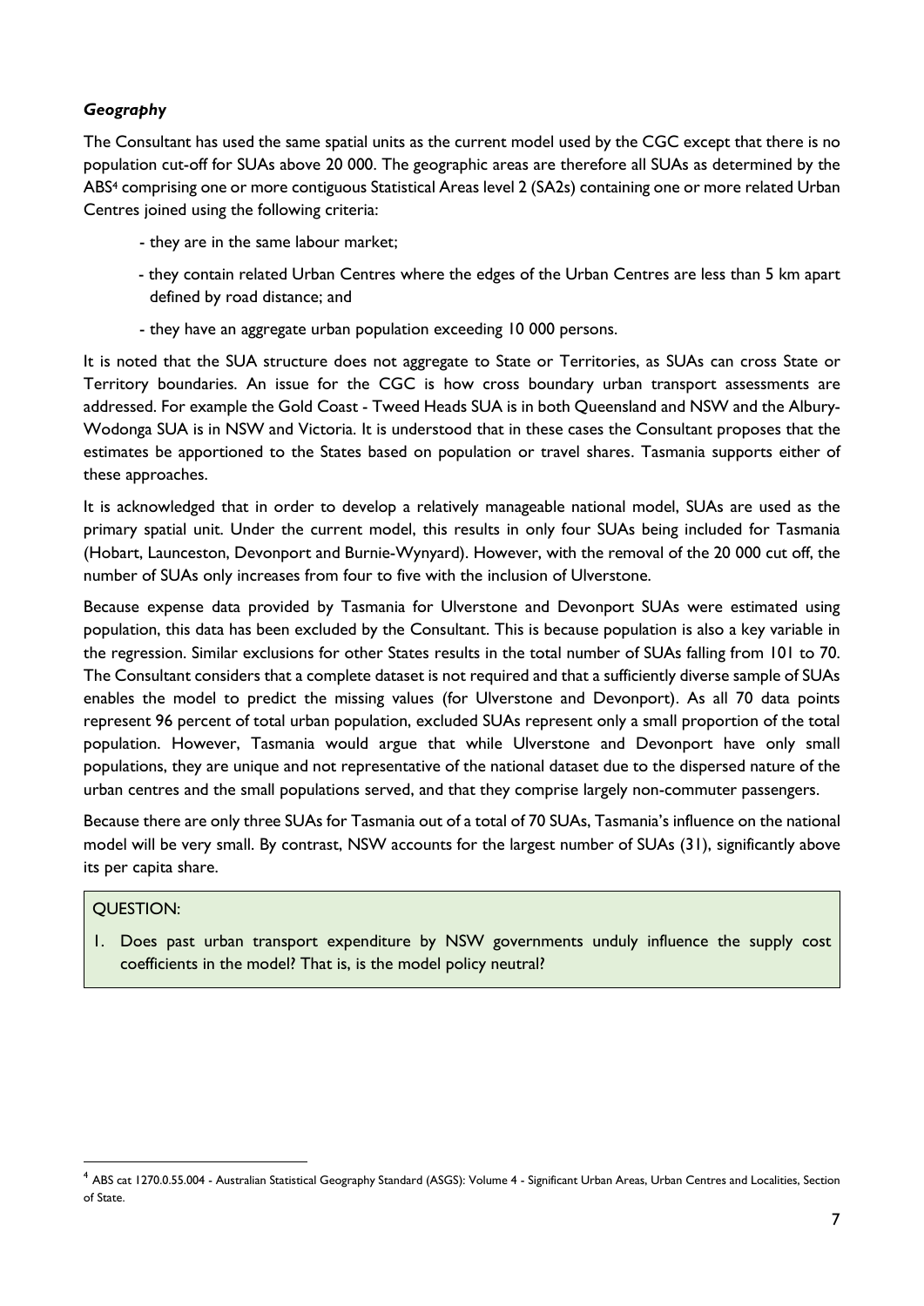***Geography***

The Consultant has used the same spatial units as the current model used by the CGC except that there is no population cut-off for SUAs above 20 000. The geographic areas are therefore all SUAs as determined by the ABS[4] comprising one or more contiguous Statistical Areas level 2 (SA2s) containing one or more related Urban Centres joined using the following criteria:

- they are in the same labour market;
- they contain related Urban Centres where the edges of the Urban Centres are less than 5 km apart defined by road distance; and
- they have an aggregate urban population exceeding 10 000 persons.

It is noted that the SUA structure does not aggregate to State or Territories, as SUAs can cross State or Territory boundaries. An issue for the CGC is how cross boundary urban transport assessments are addressed. For example the Gold Coast - Tweed Heads SUA is in both Queensland and NSW and the Albury-Wodonga SUA is in NSW and Victoria. It is understood that in these cases the Consultant proposes that the estimates be apportioned to the States based on population or travel shares. Tasmania supports either of these approaches.

It is acknowledged that in order to develop a relatively manageable national model, SUAs are used as the primary spatial unit. Under the current model, this results in only four SUAs being included for Tasmania (Hobart, Launceston, Devonport and Burnie-Wynyard). However, with the removal of the 20 000 cut off, the number of SUAs only increases from four to five with the inclusion of Ulverstone.

Because expense data provided by Tasmania for Ulverstone and Devonport SUAs were estimated using population, this data has been excluded by the Consultant. This is because population is also a key variable in the regression. Similar exclusions for other States results in the total number of SUAs falling from 101 to 70. The Consultant considers that a complete dataset is not required and that a sufficiently diverse sample of SUAs enables the model to predict the missing values (for Ulverstone and Devonport). As all 70 data points represent 96 percent of total urban population, excluded SUAs represent only a small proportion of the total population. However, Tasmania would argue that while Ulverstone and Devonport have only small populations, they are unique and not representative of the national dataset due to the dispersed nature of the urban centres and the small populations served, and that they comprise largely non-commuter passengers.

Because there are only three SUAs for Tasmania out of a total of 70 SUAs, Tasmania's influence on the national model will be very small. By contrast, NSW accounts for the largest number of SUAs (31), significantly above its per capita share.

QUESTION:

1. Does past urban transport expenditure by NSW governments unduly influence the supply cost coefficients in the model? That is, is the model policy neutral?

[4] ABS cat 1270.0.55.004 - Australian Statistical Geography Standard (ASGS): Volume 4 - Significant Urban Areas, Urban Centres and Localities, Section of State.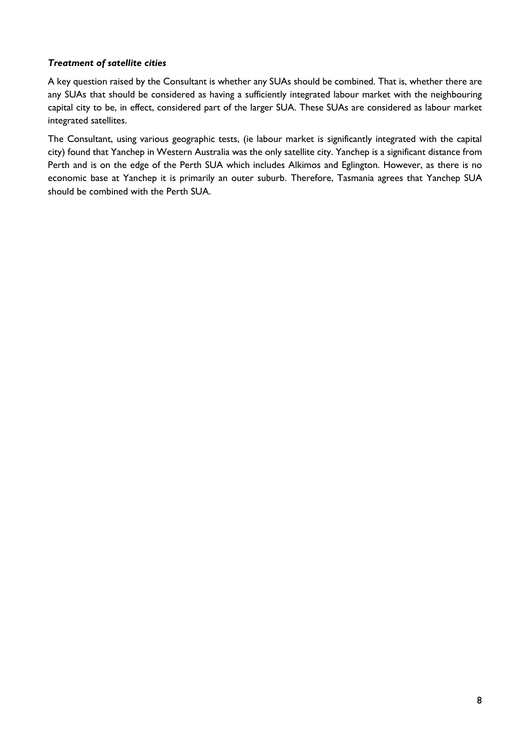***Treatment of satellite cities***

A key question raised by the Consultant is whether any SUAs should be combined. That is, whether there are any SUAs that should be considered as having a sufficiently integrated labour market with the neighbouring capital city to be, in effect, considered part of the larger SUA. These SUAs are considered as labour market integrated satellites.

The Consultant, using various geographic tests, (ie labour market is significantly integrated with the capital city) found that Yanchep in Western Australia was the only satellite city. Yanchep is a significant distance from Perth and is on the edge of the Perth SUA which includes Alkimos and Eglington. However, as there is no economic base at Yanchep it is primarily an outer suburb. Therefore, Tasmania agrees that Yanchep SUA should be combined with the Perth SUA.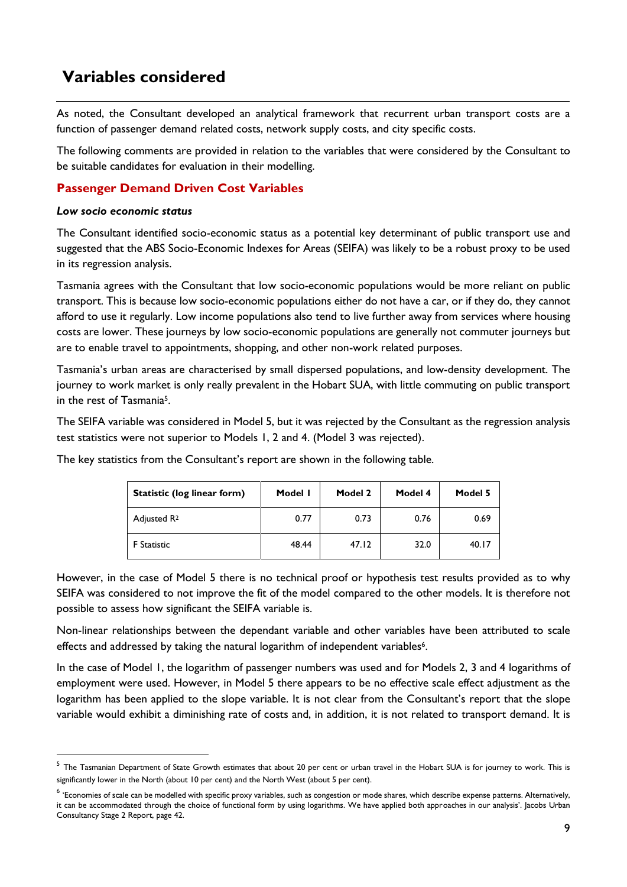# Variables considered

As noted, the Consultant developed an analytical framework that recurrent urban transport costs are a function of passenger demand related costs, network supply costs, and city specific costs.

The following comments are provided in relation to the variables that were considered by the Consultant to be suitable candidates for evaluation in their modelling.

## Passenger Demand Driven Cost Variables

***Low socio economic status***

The Consultant identified socio-economic status as a potential key determinant of public transport use and suggested that the ABS Socio-Economic Indexes for Areas (SEIFA) was likely to be a robust proxy to be used in its regression analysis.

Tasmania agrees with the Consultant that low socio-economic populations would be more reliant on public transport. This is because low socio-economic populations either do not have a car, or if they do, they cannot afford to use it regularly. Low income populations also tend to live further away from services where housing costs are lower. These journeys by low socio-economic populations are generally not commuter journeys but are to enable travel to appointments, shopping, and other non-work related purposes.

Tasmania's urban areas are characterised by small dispersed populations, and low-density development. The journey to work market is only really prevalent in the Hobart SUA, with little commuting on public transport in the rest of Tasmania[5].

The SEIFA variable was considered in Model 5, but it was rejected by the Consultant as the regression analysis test statistics were not superior to Models 1, 2 and 4. (Model 3 was rejected).

The key statistics from the Consultant's report are shown in the following table.

| Statistic (log linear form) | Model 1 | Model 2 | Model 4 | Model 5 |
|---|---|---|---|---|
| Adjusted $R^2$ | 0.77 | 0.73 | 0.76 | 0.69 |
| F Statistic | 48.44 | 47.12 | 32.0 | 40.17 |

However, in the case of Model 5 there is no technical proof or hypothesis test results provided as to why SEIFA was considered to not improve the fit of the model compared to the other models. It is therefore not possible to assess how significant the SEIFA variable is.

Non-linear relationships between the dependant variable and other variables have been attributed to scale effects and addressed by taking the natural logarithm of independent variables[6].

In the case of Model 1, the logarithm of passenger numbers was used and for Models 2, 3 and 4 logarithms of employment were used. However, in Model 5 there appears to be no effective scale effect adjustment as the logarithm has been applied to the slope variable. It is not clear from the Consultant's report that the slope variable would exhibit a diminishing rate of costs and, in addition, it is not related to transport demand. It is

---

[5] The Tasmanian Department of State Growth estimates that about 20 per cent or urban travel in the Hobart SUA is for journey to work. This is significantly lower in the North (about 10 per cent) and the North West (about 5 per cent).

[6] 'Economies of scale can be modelled with specific proxy variables, such as congestion or mode shares, which describe expense patterns. Alternatively, it can be accommodated through the choice of functional form by using logarithms. We have applied both approaches in our analysis'. Jacobs Urban Consultancy Stage 2 Report, page 42.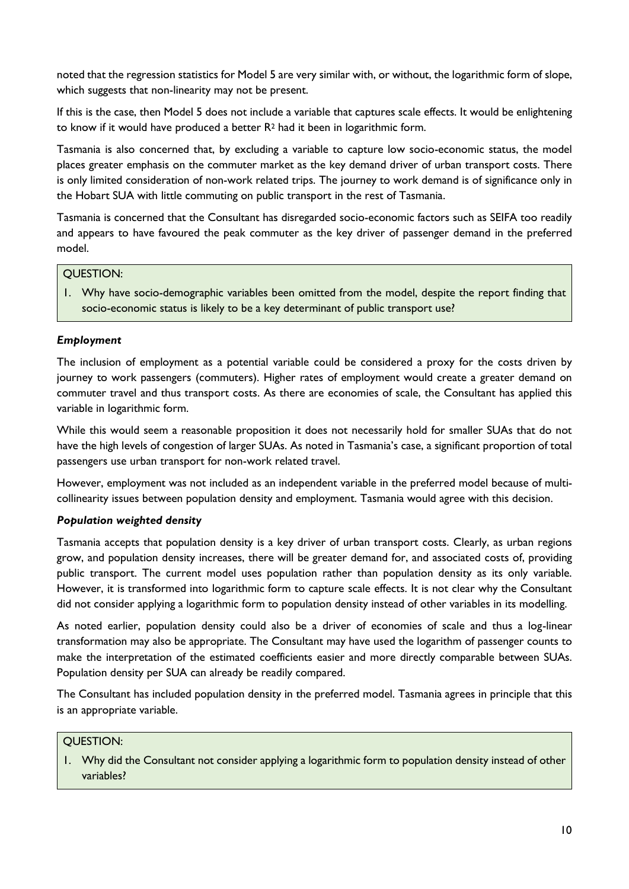noted that the regression statistics for Model 5 are very similar with, or without, the logarithmic form of slope, which suggests that non-linearity may not be present.

If this is the case, then Model 5 does not include a variable that captures scale effects. It would be enlightening to know if it would have produced a better $R^2$ had it been in logarithmic form.

Tasmania is also concerned that, by excluding a variable to capture low socio-economic status, the model places greater emphasis on the commuter market as the key demand driver of urban transport costs. There is only limited consideration of non-work related trips. The journey to work demand is of significance only in the Hobart SUA with little commuting on public transport in the rest of Tasmania.

Tasmania is concerned that the Consultant has disregarded socio-economic factors such as SEIFA too readily and appears to have favoured the peak commuter as the key driver of passenger demand in the preferred model.

> QUESTION:
>
> 1. Why have socio-demographic variables been omitted from the model, despite the report finding that socio-economic status is likely to be a key determinant of public transport use?

### *Employment*

The inclusion of employment as a potential variable could be considered a proxy for the costs driven by journey to work passengers (commuters). Higher rates of employment would create a greater demand on commuter travel and thus transport costs. As there are economies of scale, the Consultant has applied this variable in logarithmic form.

While this would seem a reasonable proposition it does not necessarily hold for smaller SUAs that do not have the high levels of congestion of larger SUAs. As noted in Tasmania's case, a significant proportion of total passengers use urban transport for non-work related travel.

However, employment was not included as an independent variable in the preferred model because of multi-collinearity issues between population density and employment. Tasmania would agree with this decision.

### *Population weighted density*

Tasmania accepts that population density is a key driver of urban transport costs. Clearly, as urban regions grow, and population density increases, there will be greater demand for, and associated costs of, providing public transport. The current model uses population rather than population density as its only variable. However, it is transformed into logarithmic form to capture scale effects. It is not clear why the Consultant did not consider applying a logarithmic form to population density instead of other variables in its modelling.

As noted earlier, population density could also be a driver of economies of scale and thus a log-linear transformation may also be appropriate. The Consultant may have used the logarithm of passenger counts to make the interpretation of the estimated coefficients easier and more directly comparable between SUAs. Population density per SUA can already be readily compared.

The Consultant has included population density in the preferred model. Tasmania agrees in principle that this is an appropriate variable.

> QUESTION:
>
> 1. Why did the Consultant not consider applying a logarithmic form to population density instead of other variables?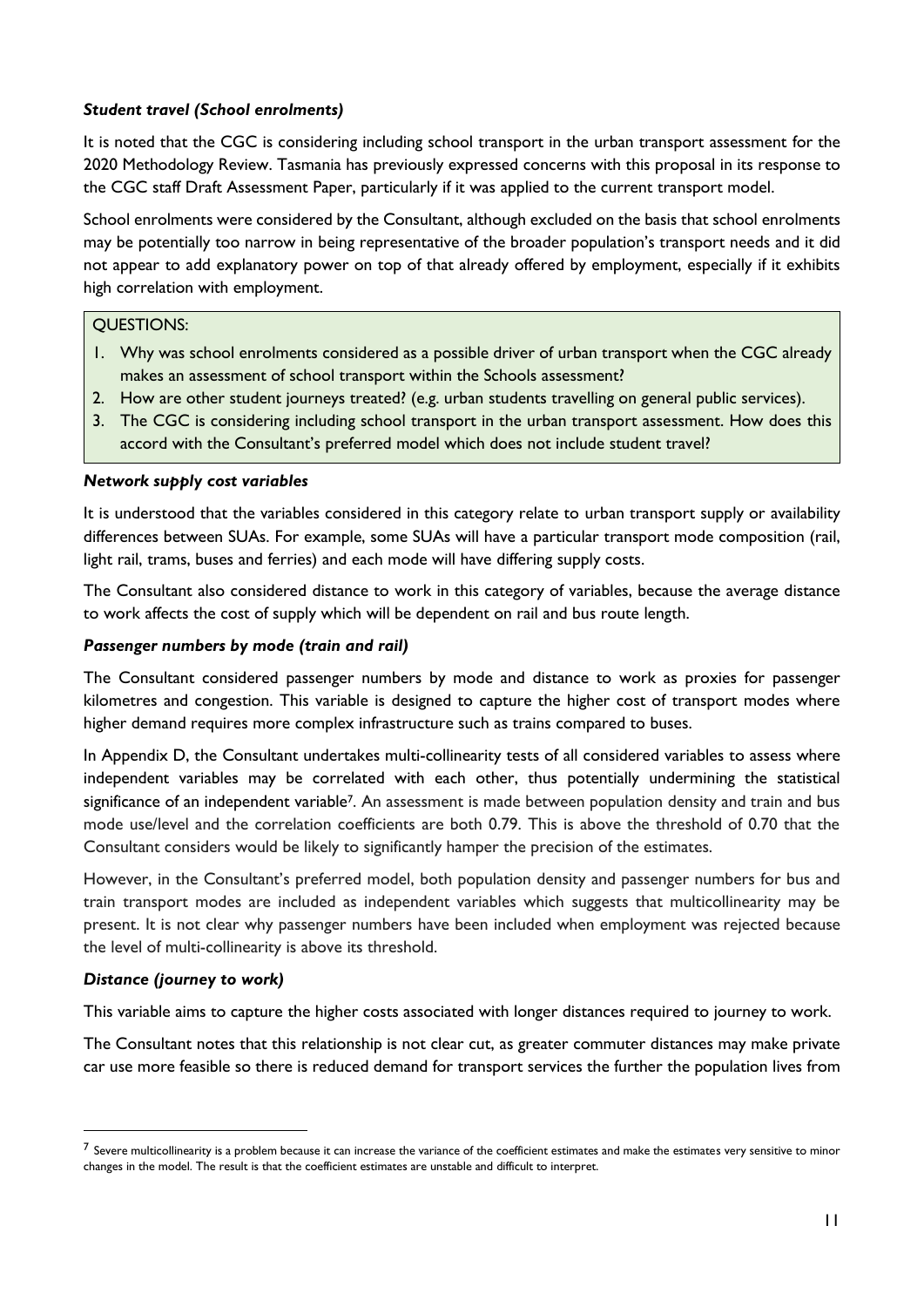***Student travel (School enrolments)***

It is noted that the CGC is considering including school transport in the urban transport assessment for the 2020 Methodology Review. Tasmania has previously expressed concerns with this proposal in its response to the CGC staff Draft Assessment Paper, particularly if it was applied to the current transport model.

School enrolments were considered by the Consultant, although excluded on the basis that school enrolments may be potentially too narrow in being representative of the broader population's transport needs and it did not appear to add explanatory power on top of that already offered by employment, especially if it exhibits high correlation with employment.

QUESTIONS:

1. Why was school enrolments considered as a possible driver of urban transport when the CGC already makes an assessment of school transport within the Schools assessment?
2. How are other student journeys treated? (e.g. urban students travelling on general public services).
3. The CGC is considering including school transport in the urban transport assessment. How does this accord with the Consultant's preferred model which does not include student travel?

***Network supply cost variables***

It is understood that the variables considered in this category relate to urban transport supply or availability differences between SUAs. For example, some SUAs will have a particular transport mode composition (rail, light rail, trams, buses and ferries) and each mode will have differing supply costs.

The Consultant also considered distance to work in this category of variables, because the average distance to work affects the cost of supply which will be dependent on rail and bus route length.

***Passenger numbers by mode (train and rail)***

The Consultant considered passenger numbers by mode and distance to work as proxies for passenger kilometres and congestion. This variable is designed to capture the higher cost of transport modes where higher demand requires more complex infrastructure such as trains compared to buses.

In Appendix D, the Consultant undertakes multi-collinearity tests of all considered variables to assess where independent variables may be correlated with each other, thus potentially undermining the statistical significance of an independent variable[7]. An assessment is made between population density and train and bus mode use/level and the correlation coefficients are both 0.79. This is above the threshold of 0.70 that the Consultant considers would be likely to significantly hamper the precision of the estimates.

However, in the Consultant's preferred model, both population density and passenger numbers for bus and train transport modes are included as independent variables which suggests that multicollinearity may be present. It is not clear why passenger numbers have been included when employment was rejected because the level of multi-collinearity is above its threshold.

***Distance (journey to work)***

This variable aims to capture the higher costs associated with longer distances required to journey to work.

The Consultant notes that this relationship is not clear cut, as greater commuter distances may make private car use more feasible so there is reduced demand for transport services the further the population lives from

---

[7] Severe multicollinearity is a problem because it can increase the variance of the coefficient estimates and make the estimates very sensitive to minor changes in the model. The result is that the coefficient estimates are unstable and difficult to interpret.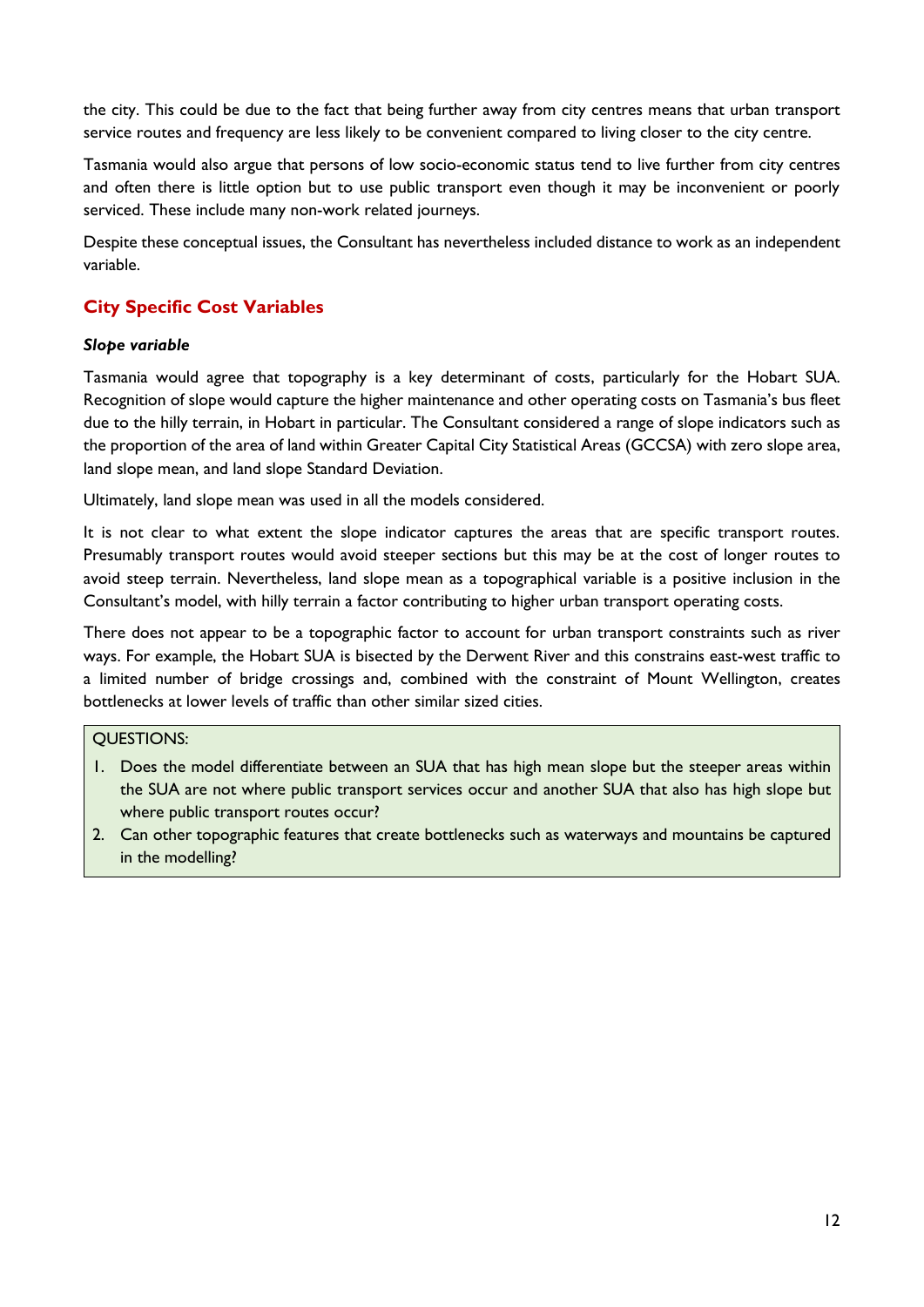the city. This could be due to the fact that being further away from city centres means that urban transport service routes and frequency are less likely to be convenient compared to living closer to the city centre.

Tasmania would also argue that persons of low socio-economic status tend to live further from city centres and often there is little option but to use public transport even though it may be inconvenient or poorly serviced. These include many non-work related journeys.

Despite these conceptual issues, the Consultant has nevertheless included distance to work as an independent variable.

## City Specific Cost Variables

***Slope variable***

Tasmania would agree that topography is a key determinant of costs, particularly for the Hobart SUA. Recognition of slope would capture the higher maintenance and other operating costs on Tasmania's bus fleet due to the hilly terrain, in Hobart in particular. The Consultant considered a range of slope indicators such as the proportion of the area of land within Greater Capital City Statistical Areas (GCCSA) with zero slope area, land slope mean, and land slope Standard Deviation.

Ultimately, land slope mean was used in all the models considered.

It is not clear to what extent the slope indicator captures the areas that are specific transport routes. Presumably transport routes would avoid steeper sections but this may be at the cost of longer routes to avoid steep terrain. Nevertheless, land slope mean as a topographical variable is a positive inclusion in the Consultant's model, with hilly terrain a factor contributing to higher urban transport operating costs.

There does not appear to be a topographic factor to account for urban transport constraints such as river ways. For example, the Hobart SUA is bisected by the Derwent River and this constrains east-west traffic to a limited number of bridge crossings and, combined with the constraint of Mount Wellington, creates bottlenecks at lower levels of traffic than other similar sized cities.

QUESTIONS:

1. Does the model differentiate between an SUA that has high mean slope but the steeper areas within the SUA are not where public transport services occur and another SUA that also has high slope but where public transport routes occur?
2. Can other topographic features that create bottlenecks such as waterways and mountains be captured in the modelling?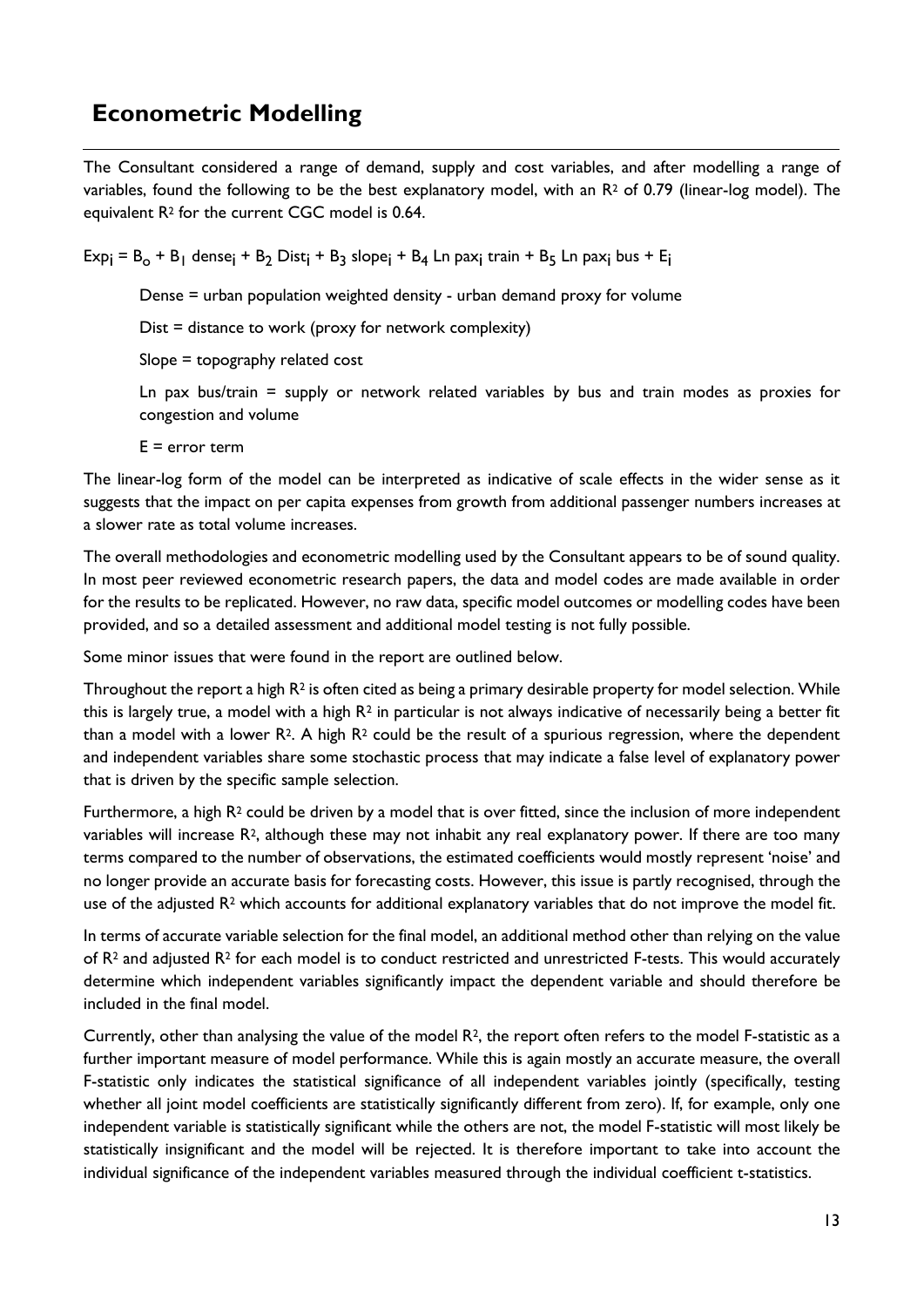## Econometric Modelling

The Consultant considered a range of demand, supply and cost variables, and after modelling a range of variables, found the following to be the best explanatory model, with an $R^2$ of 0.79 (linear-log model). The equivalent $R^2$ for the current CGC model is 0.64.

$$Exp_i = B_o + B_1 \text{ dense}_i + B_2 \text{ Dist}_i + B_3 \text{ slope}_i + B_4 \text{ Ln pax}_i \text{ train} + B_5 \text{ Ln pax}_i \text{ bus} + E_i$$

> Dense = urban population weighted density - urban demand proxy for volume
>
> Dist = distance to work (proxy for network complexity)
>
> Slope = topography related cost
>
> Ln pax bus/train = supply or network related variables by bus and train modes as proxies for congestion and volume
>
> E = error term

The linear-log form of the model can be interpreted as indicative of scale effects in the wider sense as it suggests that the impact on per capita expenses from growth from additional passenger numbers increases at a slower rate as total volume increases.

The overall methodologies and econometric modelling used by the Consultant appears to be of sound quality. In most peer reviewed econometric research papers, the data and model codes are made available in order for the results to be replicated. However, no raw data, specific model outcomes or modelling codes have been provided, and so a detailed assessment and additional model testing is not fully possible.

Some minor issues that were found in the report are outlined below.

Throughout the report a high $R^2$ is often cited as being a primary desirable property for model selection. While this is largely true, a model with a high $R^2$ in particular is not always indicative of necessarily being a better fit than a model with a lower $R^2$. A high $R^2$ could be the result of a spurious regression, where the dependent and independent variables share some stochastic process that may indicate a false level of explanatory power that is driven by the specific sample selection.

Furthermore, a high $R^2$ could be driven by a model that is over fitted, since the inclusion of more independent variables will increase $R^2$, although these may not inhabit any real explanatory power. If there are too many terms compared to the number of observations, the estimated coefficients would mostly represent 'noise' and no longer provide an accurate basis for forecasting costs. However, this issue is partly recognised, through the use of the adjusted $R^2$ which accounts for additional explanatory variables that do not improve the model fit.

In terms of accurate variable selection for the final model, an additional method other than relying on the value of $R^2$ and adjusted $R^2$ for each model is to conduct restricted and unrestricted F-tests. This would accurately determine which independent variables significantly impact the dependent variable and should therefore be included in the final model.

Currently, other than analysing the value of the model $R^2$, the report often refers to the model F-statistic as a further important measure of model performance. While this is again mostly an accurate measure, the overall F-statistic only indicates the statistical significance of all independent variables jointly (specifically, testing whether all joint model coefficients are statistically significantly different from zero). If, for example, only one independent variable is statistically significant while the others are not, the model F-statistic will most likely be statistically insignificant and the model will be rejected. It is therefore important to take into account the individual significance of the independent variables measured through the individual coefficient t-statistics.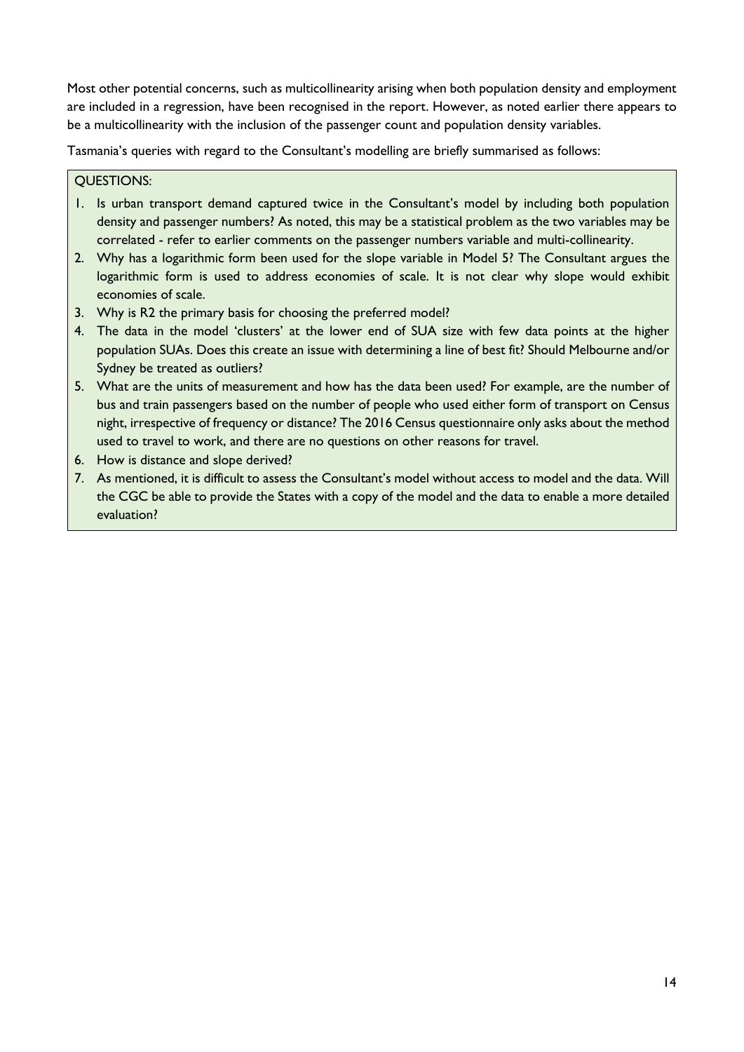Most other potential concerns, such as multicollinearity arising when both population density and employment are included in a regression, have been recognised in the report. However, as noted earlier there appears to be a multicollinearity with the inclusion of the passenger count and population density variables.

Tasmania's queries with regard to the Consultant's modelling are briefly summarised as follows:

QUESTIONS:

1. Is urban transport demand captured twice in the Consultant's model by including both population density and passenger numbers? As noted, this may be a statistical problem as the two variables may be correlated - refer to earlier comments on the passenger numbers variable and multi-collinearity.
2. Why has a logarithmic form been used for the slope variable in Model 5? The Consultant argues the logarithmic form is used to address economies of scale. It is not clear why slope would exhibit economies of scale.
3. Why is R2 the primary basis for choosing the preferred model?
4. The data in the model 'clusters' at the lower end of SUA size with few data points at the higher population SUAs. Does this create an issue with determining a line of best fit? Should Melbourne and/or Sydney be treated as outliers?
5. What are the units of measurement and how has the data been used? For example, are the number of bus and train passengers based on the number of people who used either form of transport on Census night, irrespective of frequency or distance? The 2016 Census questionnaire only asks about the method used to travel to work, and there are no questions on other reasons for travel.
6. How is distance and slope derived?
7. As mentioned, it is difficult to assess the Consultant's model without access to model and the data. Will the CGC be able to provide the States with a copy of the model and the data to enable a more detailed evaluation?